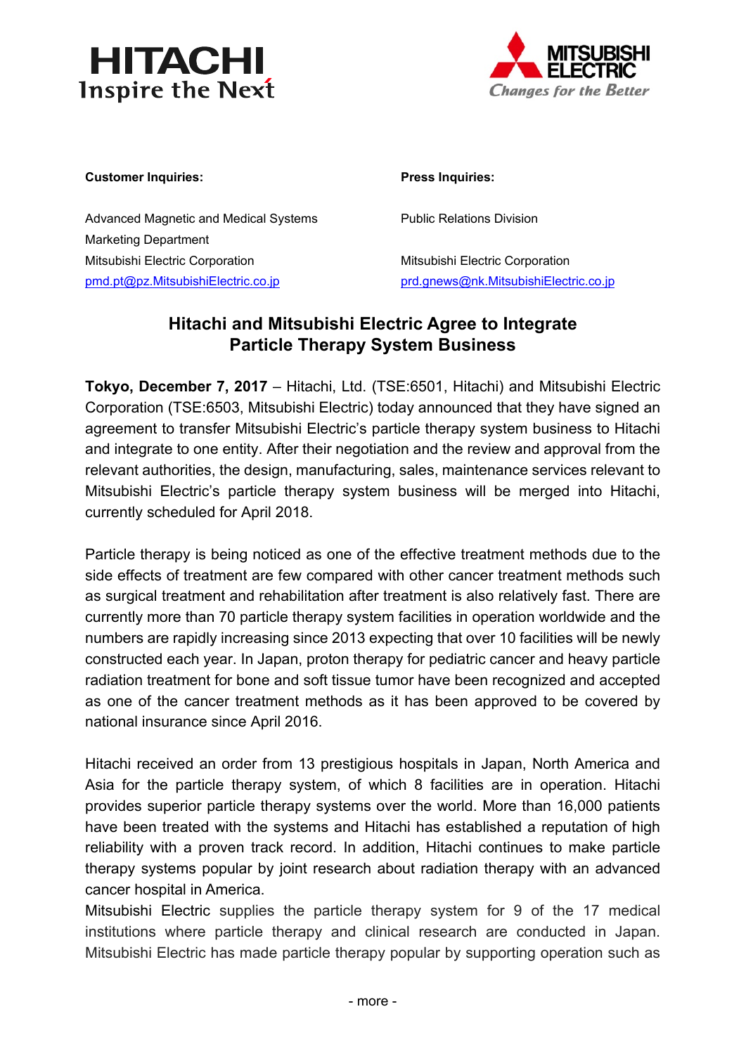HITACHI
Inspire the Next

MITSUBISHI ELECTRIC
*Changes for the Better*

**Customer Inquiries:**

Advanced Magnetic and Medical Systems
Marketing Department
Mitsubishi Electric Corporation
pmd.pt@pz.MitsubishiElectric.co.jp

**Press Inquiries:**

Public Relations Division

Mitsubishi Electric Corporation
prd.gnews@nk.MitsubishiElectric.co.jp

# Hitachi and Mitsubishi Electric Agree to Integrate Particle Therapy System Business

**Tokyo, December 7, 2017** – Hitachi, Ltd. (TSE:6501, Hitachi) and Mitsubishi Electric Corporation (TSE:6503, Mitsubishi Electric) today announced that they have signed an agreement to transfer Mitsubishi Electric's particle therapy system business to Hitachi and integrate to one entity. After their negotiation and the review and approval from the relevant authorities, the design, manufacturing, sales, maintenance services relevant to Mitsubishi Electric's particle therapy system business will be merged into Hitachi, currently scheduled for April 2018.

Particle therapy is being noticed as one of the effective treatment methods due to the side effects of treatment are few compared with other cancer treatment methods such as surgical treatment and rehabilitation after treatment is also relatively fast. There are currently more than 70 particle therapy system facilities in operation worldwide and the numbers are rapidly increasing since 2013 expecting that over 10 facilities will be newly constructed each year. In Japan, proton therapy for pediatric cancer and heavy particle radiation treatment for bone and soft tissue tumor have been recognized and accepted as one of the cancer treatment methods as it has been approved to be covered by national insurance since April 2016.

Hitachi received an order from 13 prestigious hospitals in Japan, North America and Asia for the particle therapy system, of which 8 facilities are in operation. Hitachi provides superior particle therapy systems over the world. More than 16,000 patients have been treated with the systems and Hitachi has established a reputation of high reliability with a proven track record. In addition, Hitachi continues to make particle therapy systems popular by joint research about radiation therapy with an advanced cancer hospital in America.
Mitsubishi Electric supplies the particle therapy system for 9 of the 17 medical institutions where particle therapy and clinical research are conducted in Japan. Mitsubishi Electric has made particle therapy popular by supporting operation such as

- more -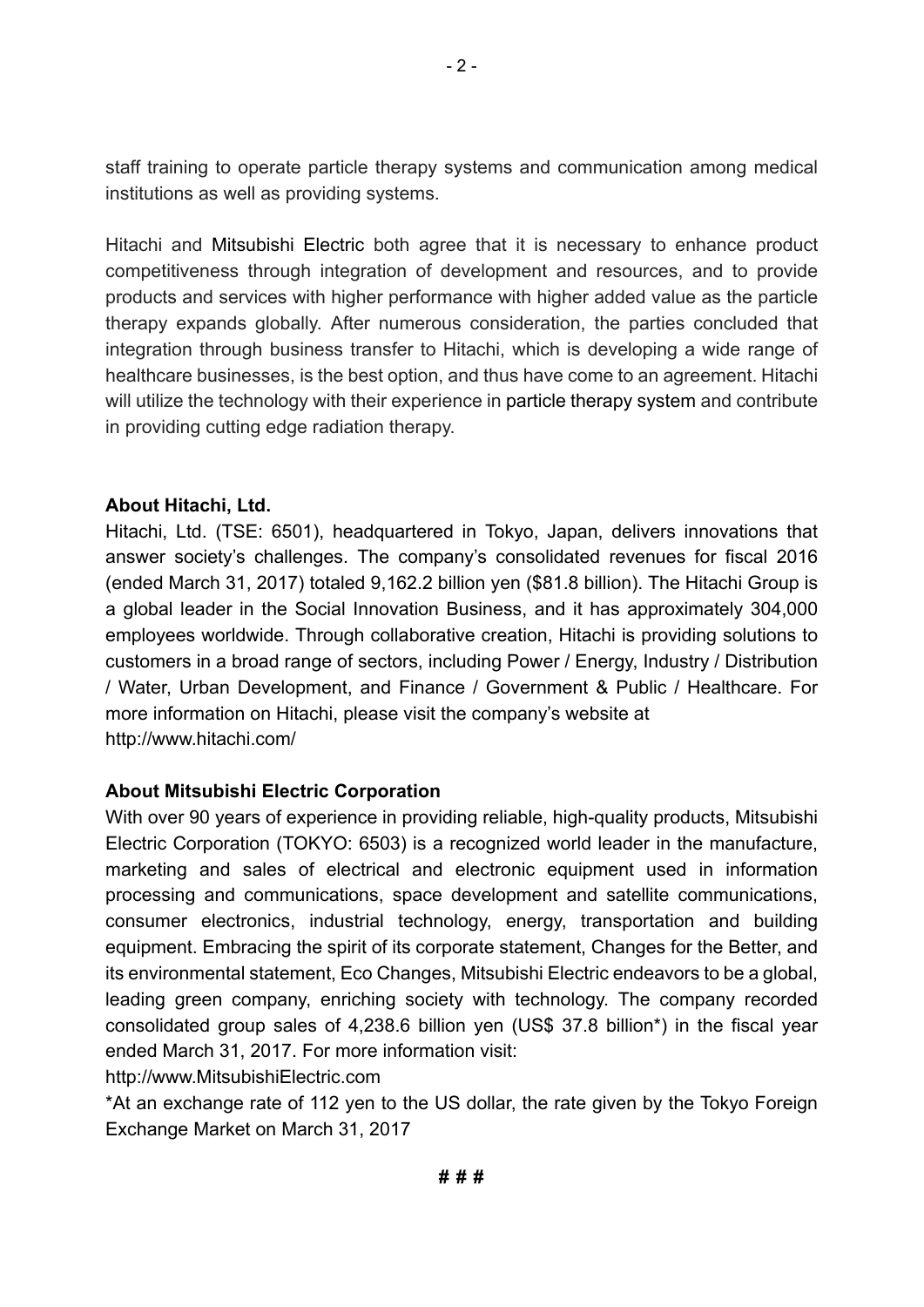staff training to operate particle therapy systems and communication among medical institutions as well as providing systems.

Hitachi and Mitsubishi Electric both agree that it is necessary to enhance product competitiveness through integration of development and resources, and to provide products and services with higher performance with higher added value as the particle therapy expands globally. After numerous consideration, the parties concluded that integration through business transfer to Hitachi, which is developing a wide range of healthcare businesses, is the best option, and thus have come to an agreement. Hitachi will utilize the technology with their experience in particle therapy system and contribute in providing cutting edge radiation therapy.

**About Hitachi, Ltd.**

Hitachi, Ltd. (TSE: 6501), headquartered in Tokyo, Japan, delivers innovations that answer society's challenges. The company's consolidated revenues for fiscal 2016 (ended March 31, 2017) totaled 9,162.2 billion yen ($81.8 billion). The Hitachi Group is a global leader in the Social Innovation Business, and it has approximately 304,000 employees worldwide. Through collaborative creation, Hitachi is providing solutions to customers in a broad range of sectors, including Power / Energy, Industry / Distribution / Water, Urban Development, and Finance / Government & Public / Healthcare. For more information on Hitachi, please visit the company's website at http://www.hitachi.com/

**About Mitsubishi Electric Corporation**

With over 90 years of experience in providing reliable, high-quality products, Mitsubishi Electric Corporation (TOKYO: 6503) is a recognized world leader in the manufacture, marketing and sales of electrical and electronic equipment used in information processing and communications, space development and satellite communications, consumer electronics, industrial technology, energy, transportation and building equipment. Embracing the spirit of its corporate statement, Changes for the Better, and its environmental statement, Eco Changes, Mitsubishi Electric endeavors to be a global, leading green company, enriching society with technology. The company recorded consolidated group sales of 4,238.6 billion yen (US$ 37.8 billion*) in the fiscal year ended March 31, 2017. For more information visit:
http://www.MitsubishiElectric.com

*At an exchange rate of 112 yen to the US dollar, the rate given by the Tokyo Foreign Exchange Market on March 31, 2017

# # #